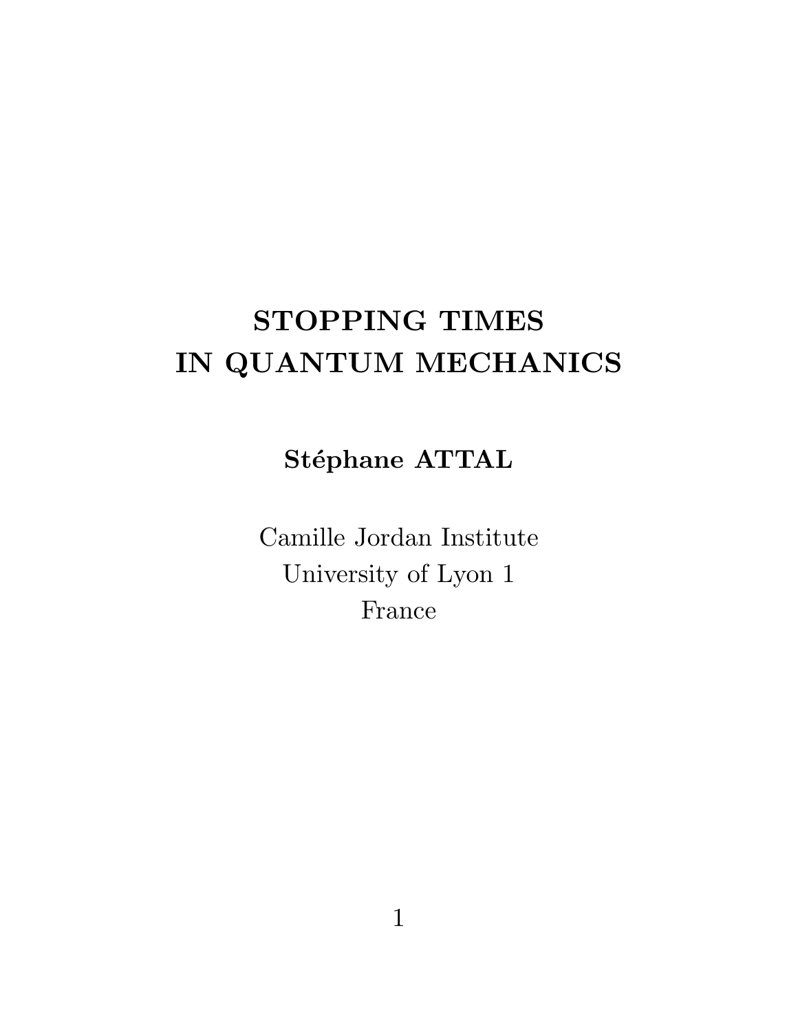# STOPPING TIMES IN QUANTUM MECHANICS

**Stéphane ATTAL**

Camille Jordan Institute
University of Lyon 1
France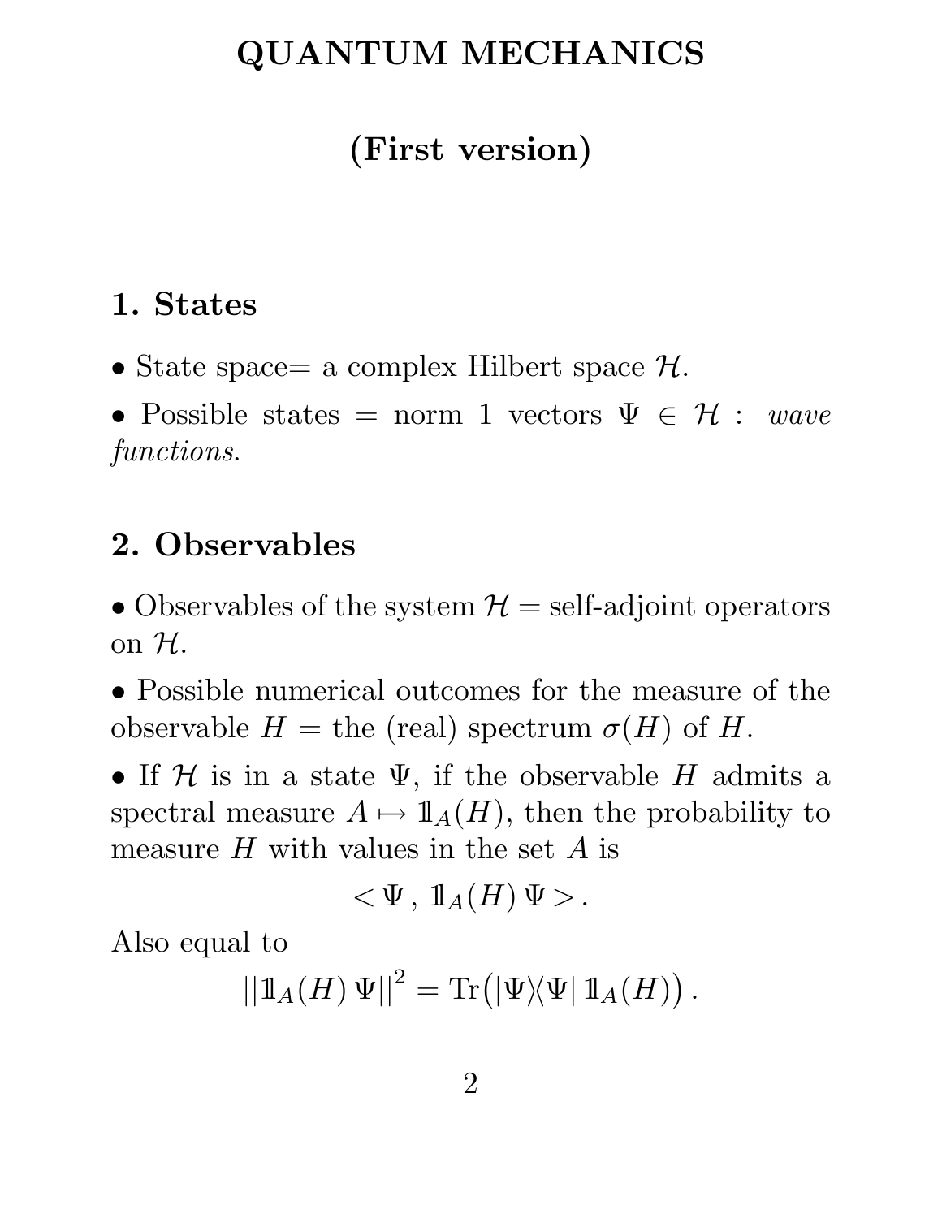# QUANTUM MECHANICS

## (First version)

### 1. States

• State space= a complex Hilbert space $\mathcal{H}$.

• Possible states = norm 1 vectors $\Psi \in \mathcal{H}$ : *wave functions.*

### 2. Observables

• Observables of the system $\mathcal{H}$ = self-adjoint operators on $\mathcal{H}$.

• Possible numerical outcomes for the measure of the observable $H$ = the (real) spectrum $\sigma(H)$ of $H$.

• If $\mathcal{H}$ is in a state $\Psi$, if the observable $H$ admits a spectral measure $A \mapsto \mathbb{1}_A(H)$, then the probability to measure $H$ with values in the set $A$ is

$$< \Psi \, , \, \mathbb{1}_A(H) \, \Psi > .$$

Also equal to

$$||\mathbb{1}_A(H) \, \Psi||^2 = \mathrm{Tr}\big(|\Psi\rangle\langle\Psi| \, \mathbb{1}_A(H)\big) .$$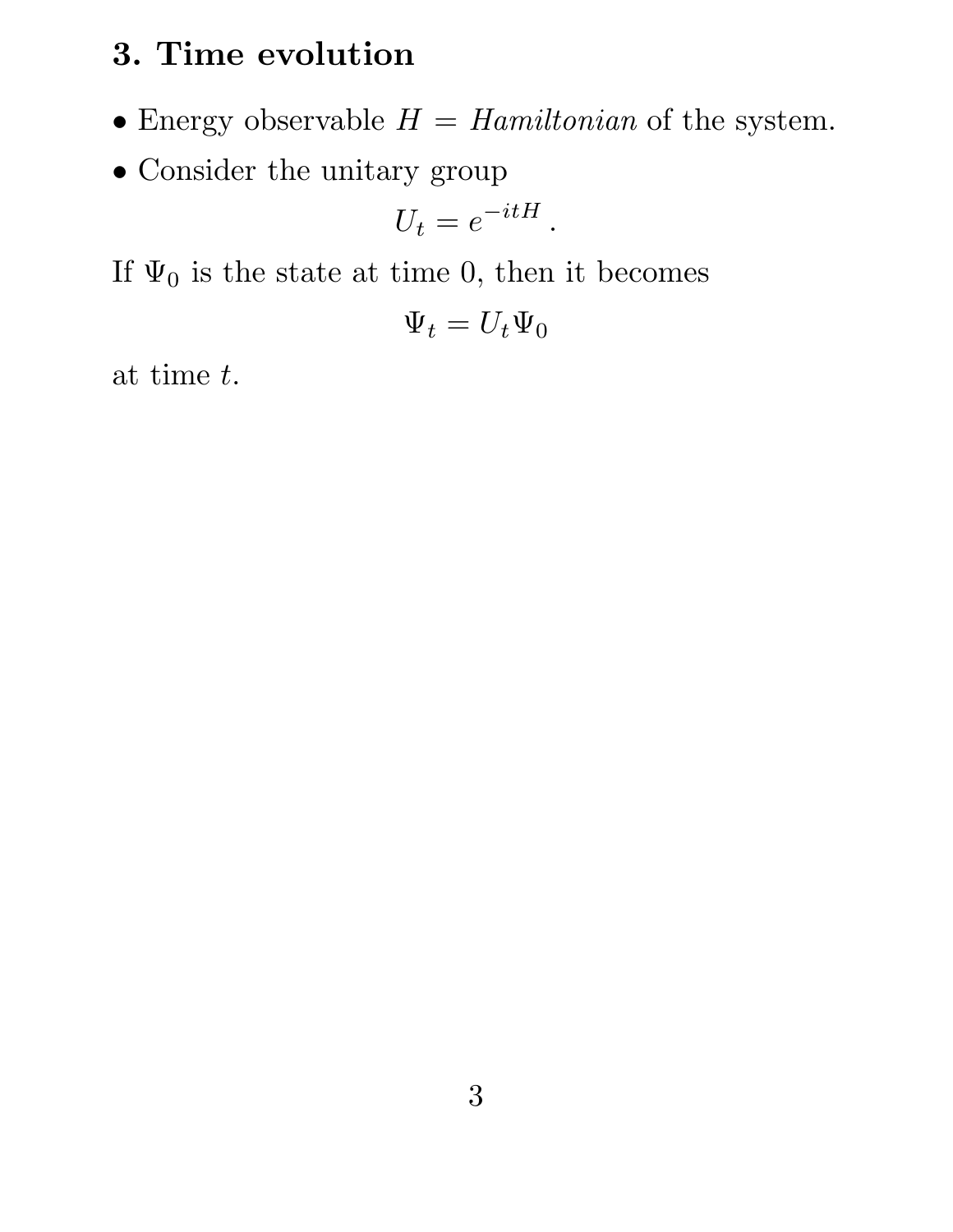## 3. Time evolution

- Energy observable $H$ = *Hamiltonian* of the system.
- Consider the unitary group

$$U_t = e^{-itH} .$$

If $\Psi_0$ is the state at time 0, then it becomes

$$\Psi_t = U_t \Psi_0$$

at time $t$.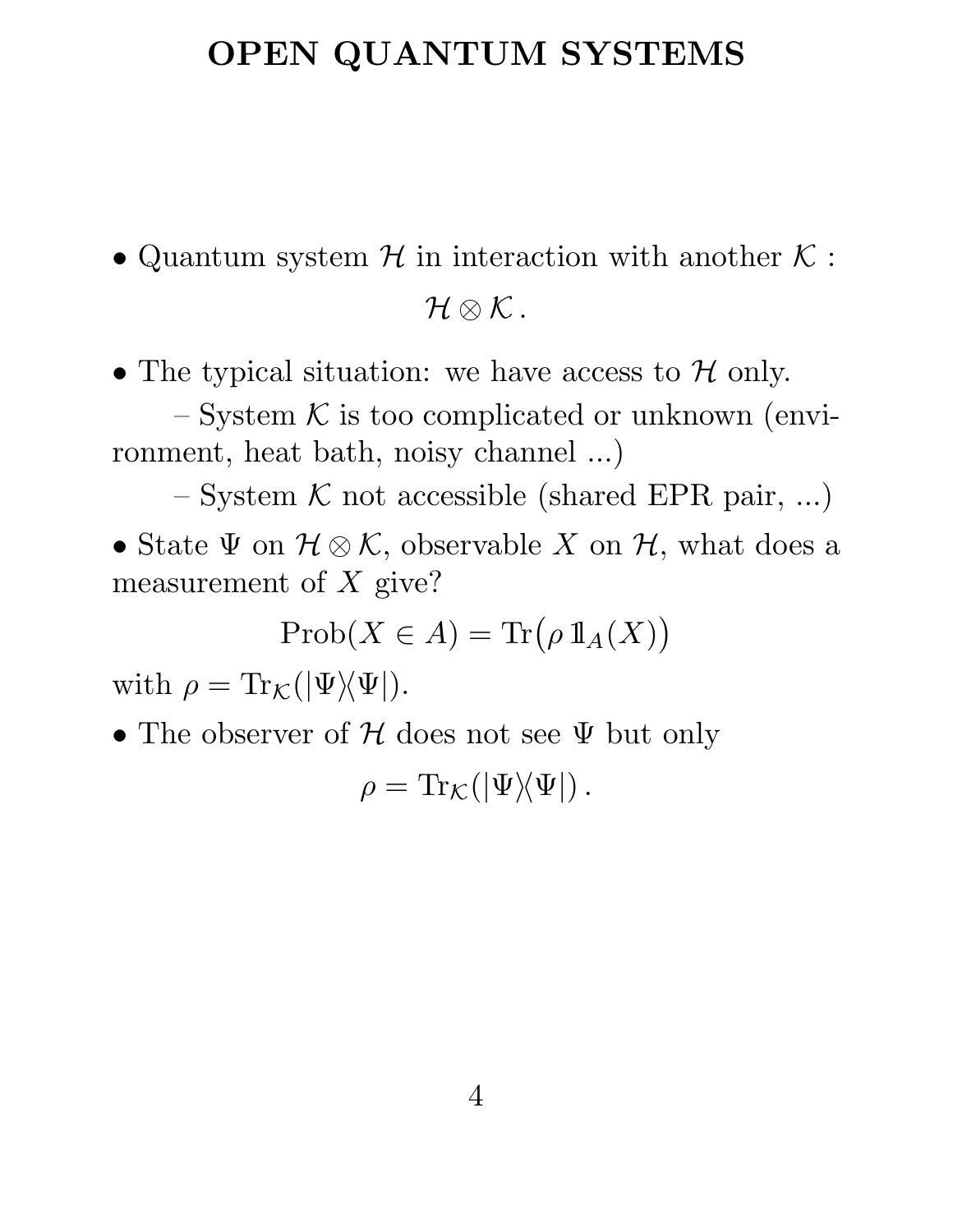# OPEN QUANTUM SYSTEMS

- Quantum system $\mathcal{H}$ in interaction with another $\mathcal{K}$ :

$$\mathcal{H} \otimes \mathcal{K} .$$

- The typical situation: we have access to $\mathcal{H}$ only.

  – System $\mathcal{K}$ is too complicated or unknown (environment, heat bath, noisy channel ...)

  – System $\mathcal{K}$ not accessible (shared EPR pair, ...)

- State $\Psi$ on $\mathcal{H} \otimes \mathcal{K}$, observable $X$ on $\mathcal{H}$, what does a measurement of $X$ give?

$$\mathrm{Prob}(X \in A) = \mathrm{Tr}\big(\rho \, \mathbb{1}_A(X)\big)$$

with $\rho = \mathrm{Tr}_{\mathcal{K}}(|\Psi\rangle\langle\Psi|)$.

- The observer of $\mathcal{H}$ does not see $\Psi$ but only

$$\rho = \mathrm{Tr}_{\mathcal{K}}(|\Psi\rangle\langle\Psi|) .$$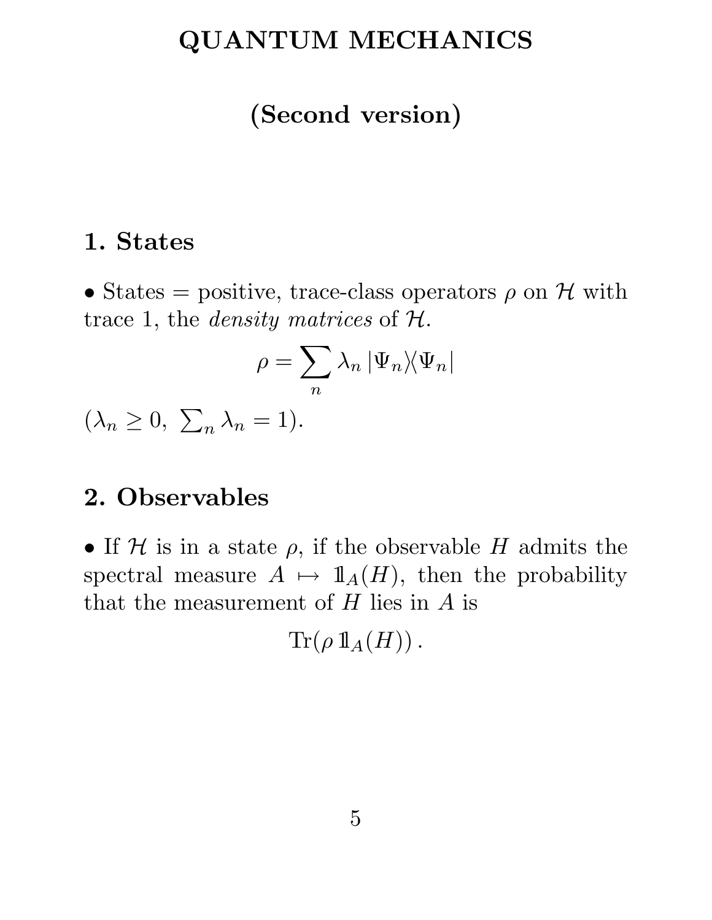# QUANTUM MECHANICS

## (Second version)

## 1. States

• States = positive, trace-class operators $\rho$ on $\mathcal{H}$ with trace 1, the *density matrices* of $\mathcal{H}$.

$$\rho = \sum_n \lambda_n \, |\Psi_n\rangle\langle\Psi_n|$$

($\lambda_n \geq 0,\ \sum_n \lambda_n = 1$).

## 2. Observables

• If $\mathcal{H}$ is in a state $\rho$, if the observable $H$ admits the spectral measure $A \mapsto \mathbb{1}_A(H)$, then the probability that the measurement of $H$ lies in $A$ is

$$\mathrm{Tr}(\rho \, \mathbb{1}_A(H)) \, .$$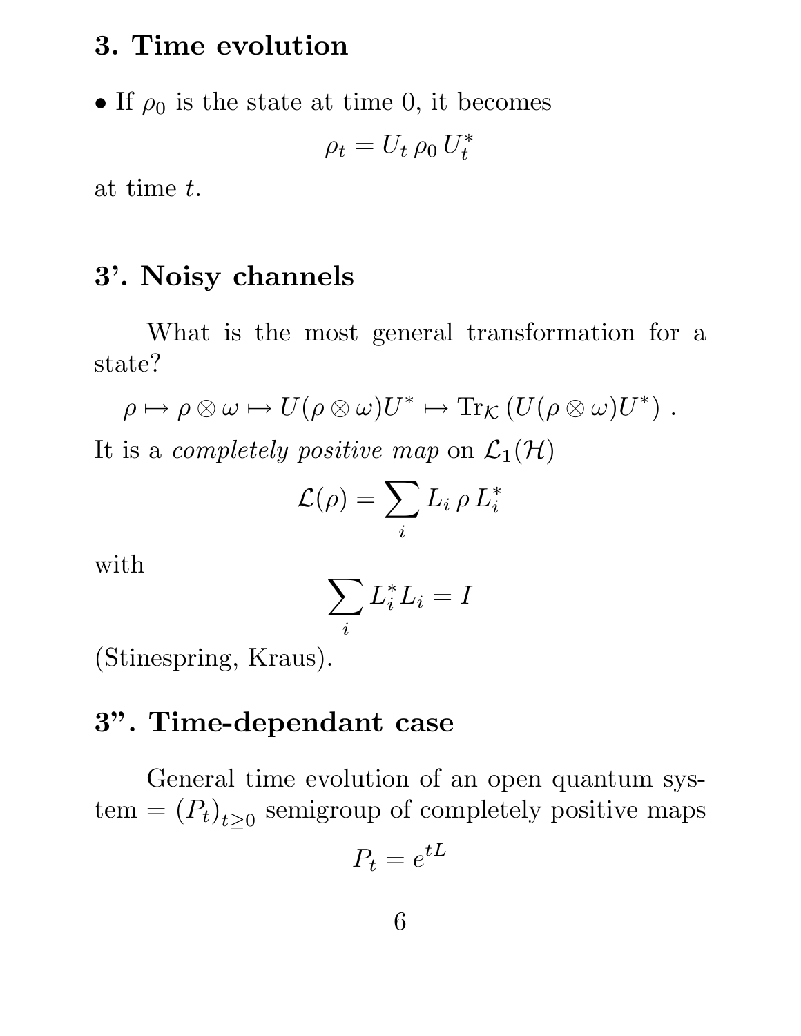## 3. Time evolution

- If $\rho_0$ is the state at time 0, it becomes

$$\rho_t = U_t \, \rho_0 \, U_t^*$$

at time $t$.

## 3'. Noisy channels

What is the most general transformation for a state?

$$\rho \mapsto \rho \otimes \omega \mapsto U(\rho \otimes \omega)U^* \mapsto \mathrm{Tr}_{\mathcal{K}} \left( U(\rho \otimes \omega)U^* \right) .$$

It is a *completely positive map* on $\mathcal{L}_1(\mathcal{H})$

$$\mathcal{L}(\rho) = \sum_i L_i \, \rho \, L_i^*$$

with

$$\sum_i L_i^* L_i = I$$

(Stinespring, Kraus).

## 3". Time-dependant case

General time evolution of an open quantum system = $(P_t)_{t \geq 0}$ semigroup of completely positive maps

$$P_t = e^{tL}$$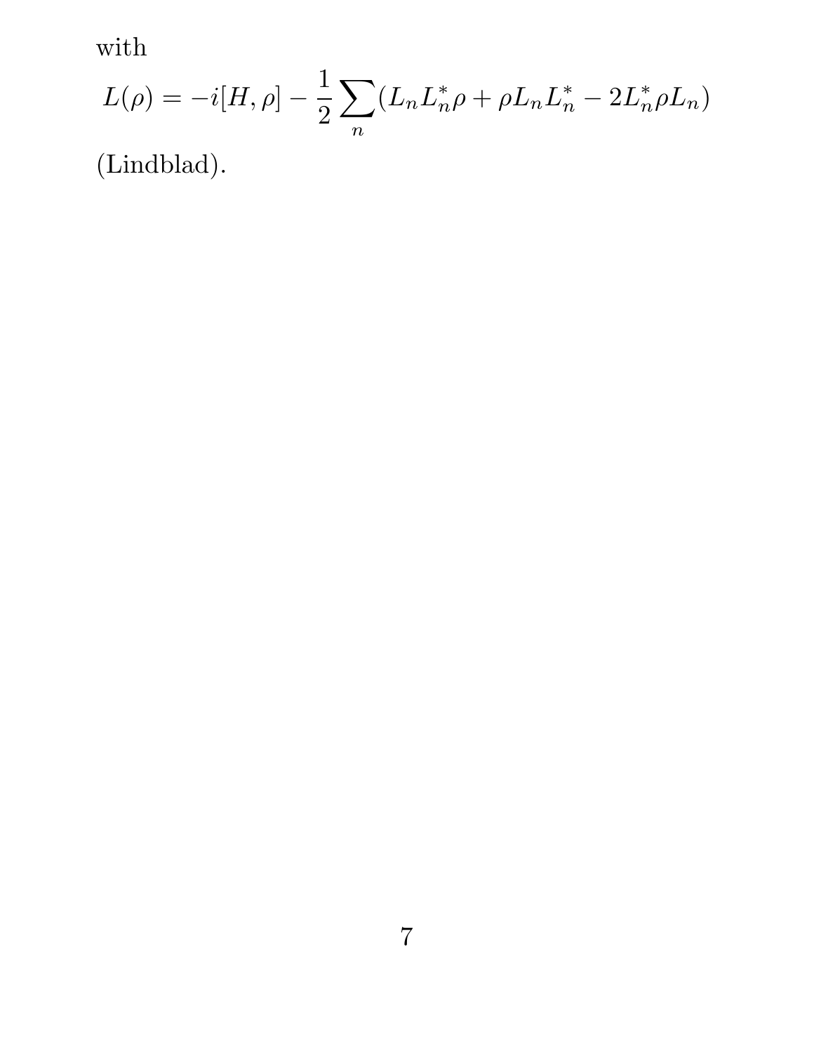with

$$L(\rho) = -i[H,\rho] - \frac{1}{2}\sum_n (L_n L_n^* \rho + \rho L_n L_n^* - 2L_n^* \rho L_n)$$

(Lindblad).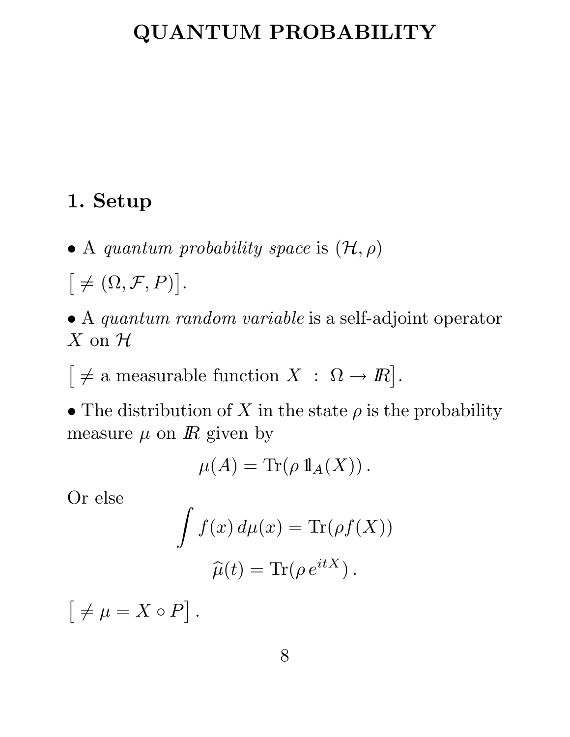# QUANTUM PROBABILITY

## 1. Setup

• A *quantum probability space* is $(\mathcal{H}, \rho)$

$\left[ \neq (\Omega, \mathcal{F}, P) \right]$.

• A *quantum random variable* is a self-adjoint operator $X$ on $\mathcal{H}$

$\left[ \neq \text{a measurable function } X \, : \, \Omega \to I\!R \right]$.

• The distribution of $X$ in the state $\rho$ is the probability measure $\mu$ on $I\!R$ given by

$$\mu(A) = \mathrm{Tr}(\rho \, 1\!\!1_A(X)) \, .$$

Or else

$$\int f(x) \, d\mu(x) = \mathrm{Tr}(\rho f(X))$$

$$\widehat{\mu}(t) = \mathrm{Tr}(\rho \, e^{itX}) \, .$$

$\left[ \neq \mu = X \circ P \right]$.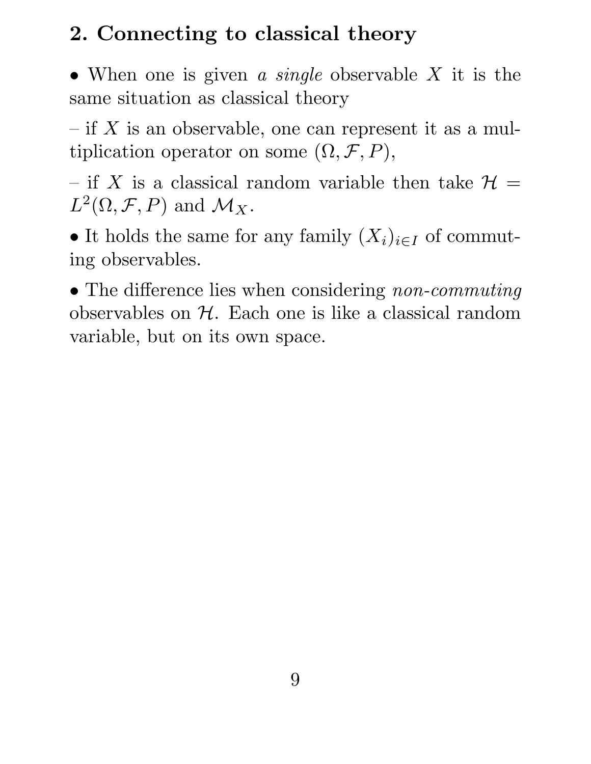## 2. Connecting to classical theory

• When one is given *a single* observable $X$ it is the same situation as classical theory

– if $X$ is an observable, one can represent it as a multiplication operator on some $(\Omega, \mathcal{F}, P)$,

– if $X$ is a classical random variable then take $\mathcal{H} = L^2(\Omega, \mathcal{F}, P)$ and $\mathcal{M}_X$.

• It holds the same for any family $(X_i)_{i \in I}$ of commuting observables.

• The difference lies when considering *non-commuting* observables on $\mathcal{H}$. Each one is like a classical random variable, but on its own space.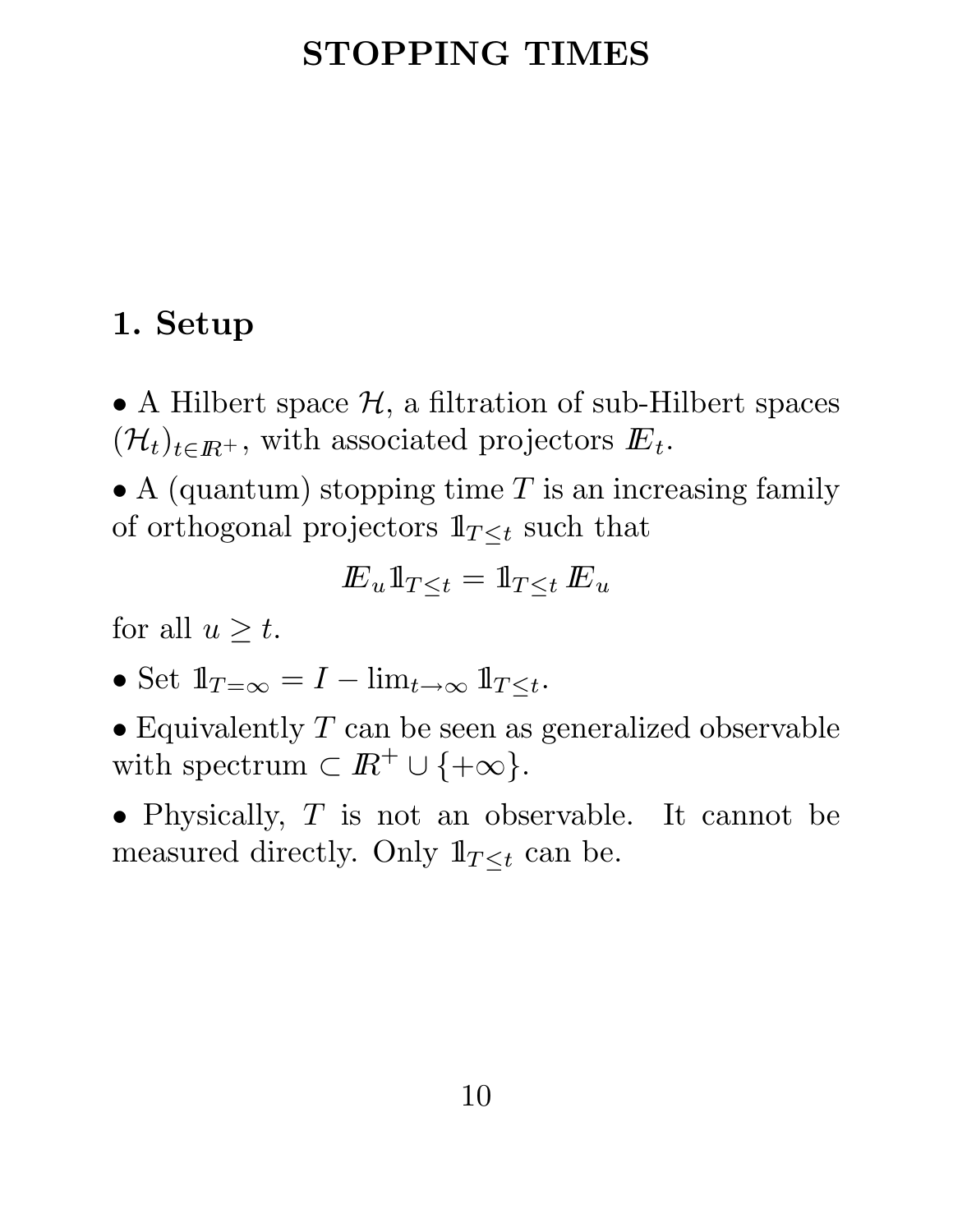# STOPPING TIMES

## 1. Setup

- A Hilbert space $\mathcal{H}$, a filtration of sub-Hilbert spaces $(\mathcal{H}_t)_{t\in\mathbb{R}^+}$, with associated projectors $\mathbb{E}_t$.

- A (quantum) stopping time $T$ is an increasing family of orthogonal projectors $\mathbb{1}_{T\leq t}$ such that

$$\mathbb{E}_u \mathbb{1}_{T\leq t} = \mathbb{1}_{T\leq t}\, \mathbb{E}_u$$

for all $u \geq t$.

- Set $\mathbb{1}_{T=\infty} = I - \lim_{t\to\infty} \mathbb{1}_{T\leq t}$.

- Equivalently $T$ can be seen as generalized observable with spectrum $\subset \mathbb{R}^+ \cup \{+\infty\}$.

- Physically, $T$ is not an observable. It cannot be measured directly. Only $\mathbb{1}_{T\leq t}$ can be.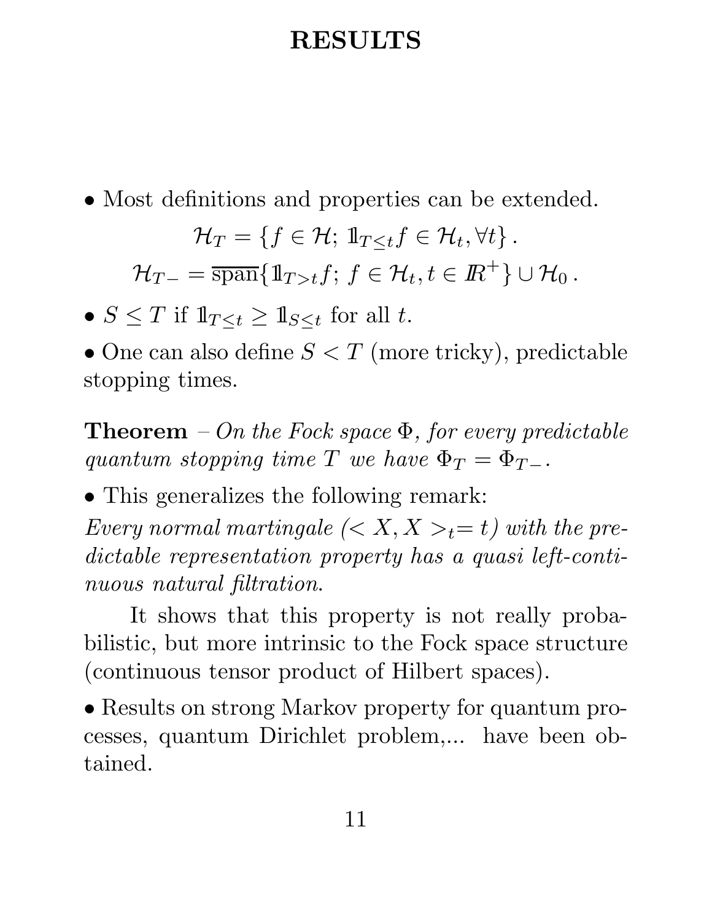# RESULTS

- Most definitions and properties can be extended.

$$\mathcal{H}_T = \{f \in \mathcal{H};\ \mathbb{1}_{T \le t} f \in \mathcal{H}_t, \forall t\}\,.$$

$$\mathcal{H}_{T-} = \overline{\mathrm{span}}\{\mathbb{1}_{T > t} f;\ f \in \mathcal{H}_t, t \in \mathbb{R}^+\} \cup \mathcal{H}_0\,.$$

- $S \le T$ if $\mathbb{1}_{T \le t} \ge \mathbb{1}_{S \le t}$ for all $t$.

- One can also define $S < T$ (more tricky), predictable stopping times.

**Theorem** – *On the Fock space $\Phi$, for every predictable quantum stopping time $T$ we have $\Phi_T = \Phi_{T-}$.*

- This generalizes the following remark:

*Every normal martingale ($< X, X >_t = t$) with the predictable representation property has a quasi left-continuous natural filtration.*

It shows that this property is not really probabilistic, but more intrinsic to the Fock space structure (continuous tensor product of Hilbert spaces).

- Results on strong Markov property for quantum processes, quantum Dirichlet problem,... have been obtained.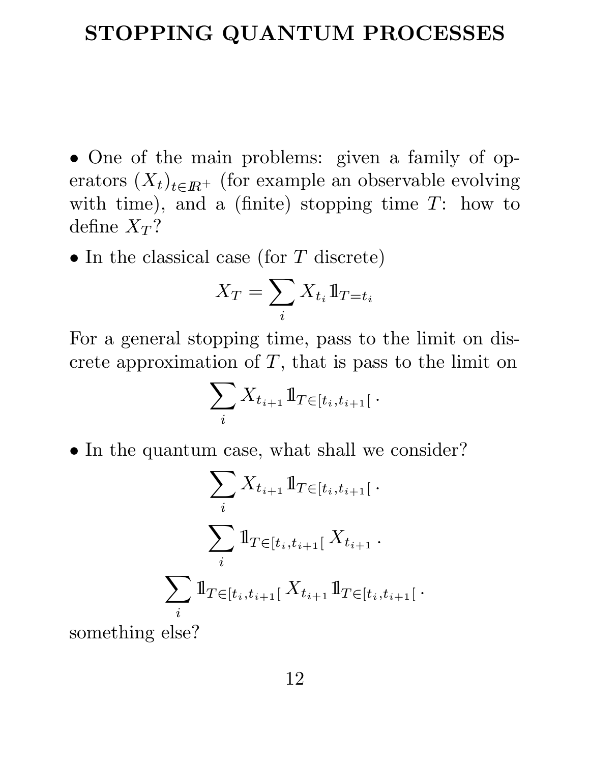# STOPPING QUANTUM PROCESSES

- One of the main problems: given a family of operators $(X_t)_{t\in\mathbb{R}^+}$ (for example an observable evolving with time), and a (finite) stopping time $T$: how to define $X_T$?
- In the classical case (for $T$ discrete)

$$X_T = \sum_i X_{t_i} \mathbb{1}_{T=t_i}$$

For a general stopping time, pass to the limit on discrete approximation of $T$, that is pass to the limit on

$$\sum_i X_{t_{i+1}} \mathbb{1}_{T\in[t_i,t_{i+1}[}\,.$$

- In the quantum case, what shall we consider?

$$\sum_i X_{t_{i+1}} \mathbb{1}_{T\in[t_i,t_{i+1}[}\,.$$

$$\sum_i \mathbb{1}_{T\in[t_i,t_{i+1}[} X_{t_{i+1}}\,.$$

$$\sum_i \mathbb{1}_{T\in[t_i,t_{i+1}[} X_{t_{i+1}} \mathbb{1}_{T\in[t_i,t_{i+1}[}\,.$$

something else?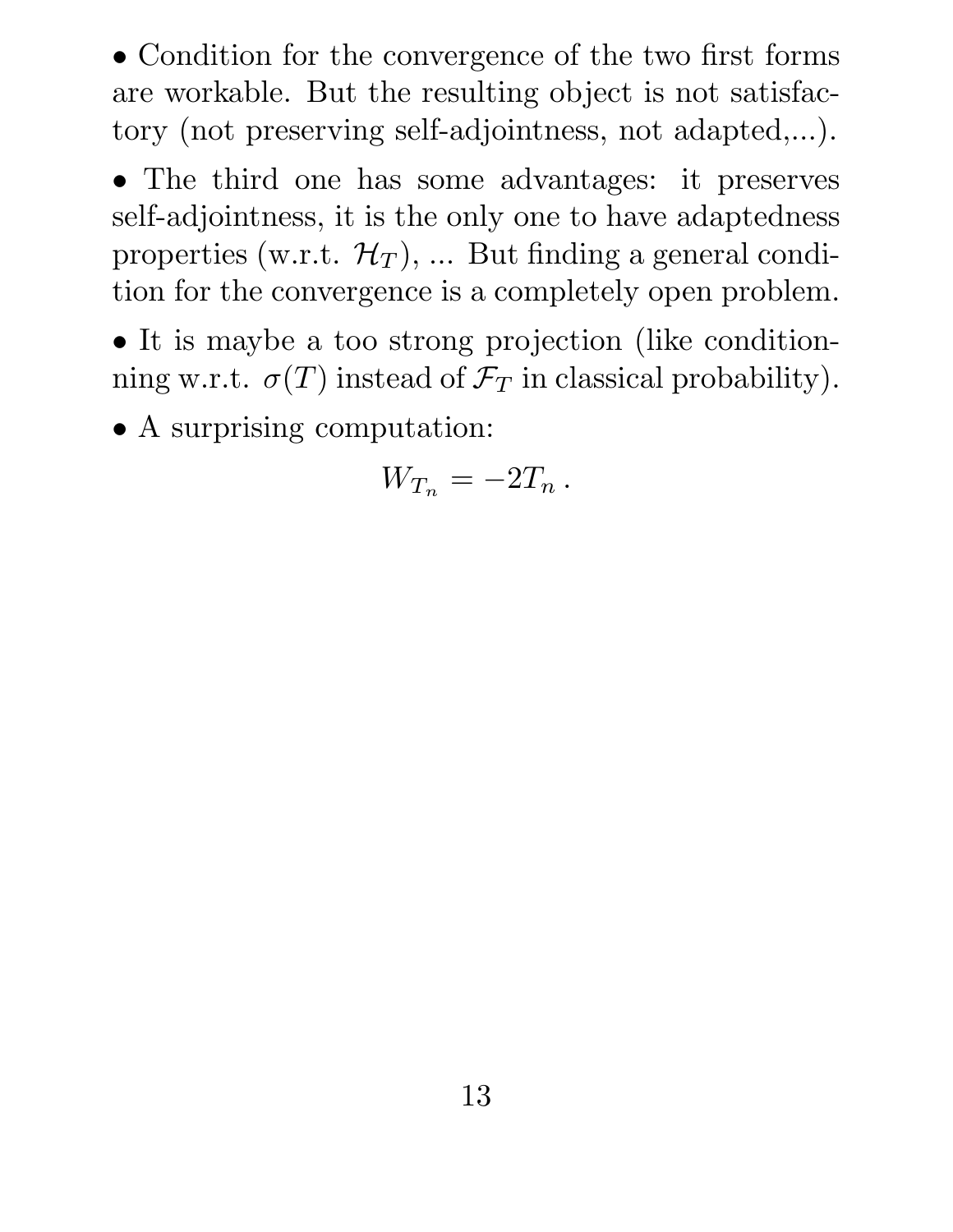- Condition for the convergence of the two first forms are workable. But the resulting object is not satisfactory (not preserving self-adjointness, not adapted,...).

- The third one has some advantages: it preserves self-adjointness, it is the only one to have adaptedness properties (w.r.t. $\mathcal{H}_T$), ... But finding a general condition for the convergence is a completely open problem.

- It is maybe a too strong projection (like conditionning w.r.t. $\sigma(T)$ instead of $\mathcal{F}_T$ in classical probability).

- A surprising computation:

$$W_{T_n} = -2T_n \, .$$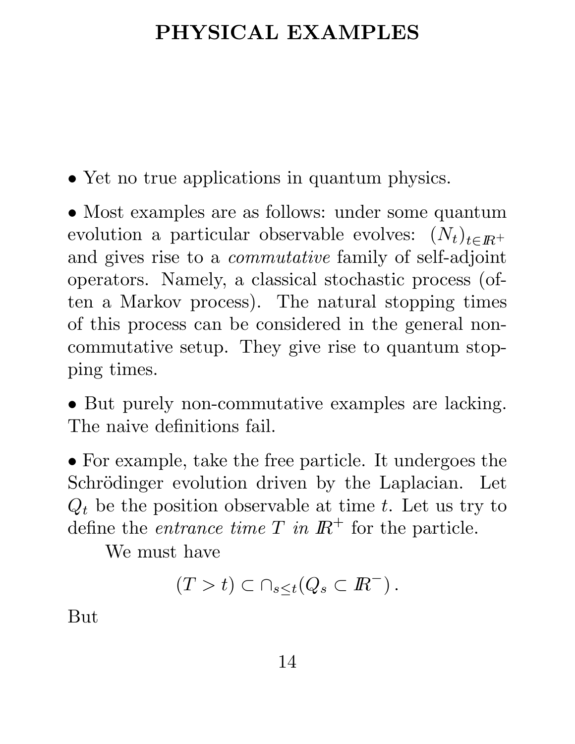# PHYSICAL EXAMPLES

• Yet no true applications in quantum physics.

• Most examples are as follows: under some quantum evolution a particular observable evolves: $(N_t)_{t\in\mathbb{R}^+}$ and gives rise to a *commutative* family of self-adjoint operators. Namely, a classical stochastic process (often a Markov process). The natural stopping times of this process can be considered in the general non-commutative setup. They give rise to quantum stopping times.

• But purely non-commutative examples are lacking. The naive definitions fail.

• For example, take the free particle. It undergoes the Schrödinger evolution driven by the Laplacian. Let $Q_t$ be the position observable at time $t$. Let us try to define the *entrance time $T$ in $\mathbb{R}^+$* for the particle.

We must have

$$(T > t) \subset \cap_{s\leq t}(Q_s \subset \mathbb{R}^-) .$$

But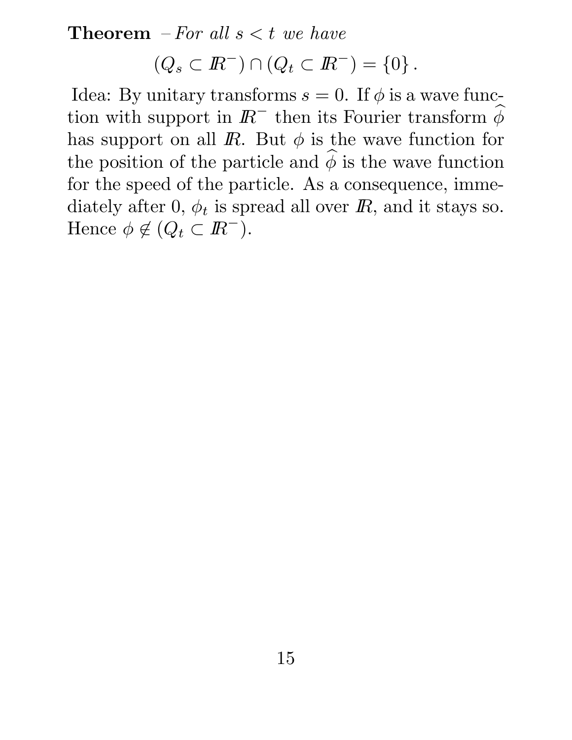**Theorem** – *For all $s < t$ we have*

$$(Q_s \subset \mathbb{R}^-) \cap (Q_t \subset \mathbb{R}^-) = \{0\}\,.$$

Idea: By unitary transforms $s = 0$. If $\phi$ is a wave function with support in $\mathbb{R}^-$ then its Fourier transform $\widehat{\phi}$ has support on all $\mathbb{R}$. But $\phi$ is the wave function for the position of the particle and $\widehat{\phi}$ is the wave function for the speed of the particle. As a consequence, immediately after 0, $\phi_t$ is spread all over $\mathbb{R}$, and it stays so. Hence $\phi \notin (Q_t \subset \mathbb{R}^-)$.